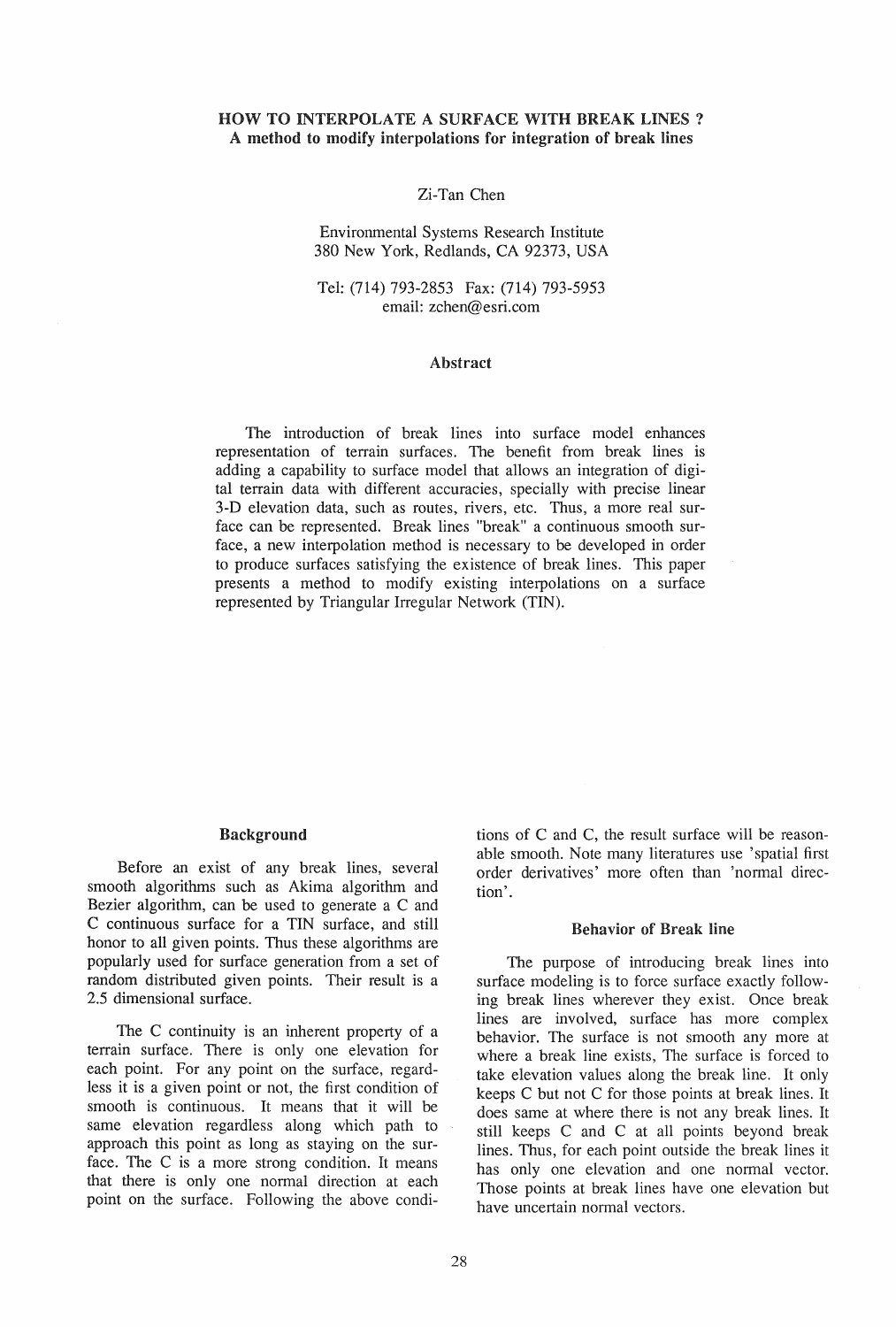## HOW TO INTERPOLATE A SURFACE WITH BREAK LINES ?

### A method to modify interpolations for integration of break lines

Zi-Tan Chen

Environmental Systems Research Institute
380 New York, Redlands, CA 92373, USA

Tel: (714) 793-2853 Fax: (714) 793-5953
email: zchen@esri.com

### Abstract

The introduction of break lines into surface model enhances representation of terrain surfaces. The benefit from break lines is adding a capability to surface model that allows an integration of digital terrain data with different accuracies, specially with precise linear 3-D elevation data, such as routes, rivers, etc. Thus, a more real surface can be represented. Break lines "break" a continuous smooth surface, a new interpolation method is necessary to be developed in order to produce surfaces satisfying the existence of break lines. This paper presents a method to modify existing interpolations on a surface represented by Triangular Irregular Network (TIN).

### Background

Before an exist of any break lines, several smooth algorithms such as Akima algorithm and Bezier algorithm, can be used to generate a C and C continuous surface for a TIN surface, and still honor to all given points. Thus these algorithms are popularly used for surface generation from a set of random distributed given points. Their result is a 2.5 dimensional surface.

The C continuity is an inherent property of a terrain surface. There is only one elevation for each point. For any point on the surface, regardless it is a given point or not, the first condition of smooth is continuous. It means that it will be same elevation regardless along which path to approach this point as long as staying on the surface. The C is a more strong condition. It means that there is only one normal direction at each point on the surface. Following the above conditions of C and C, the result surface will be reasonable smooth. Note many literatures use 'spatial first order derivatives' more often than 'normal direction'.

### Behavior of Break line

The purpose of introducing break lines into surface modeling is to force surface exactly following break lines wherever they exist. Once break lines are involved, surface has more complex behavior. The surface is not smooth any more at where a break line exists, The surface is forced to take elevation values along the break line. It only keeps C but not C for those points at break lines. It does same at where there is not any break lines. It still keeps C and C at all points beyond break lines. Thus, for each point outside the break lines it has only one elevation and one normal vector. Those points at break lines have one elevation but have uncertain normal vectors.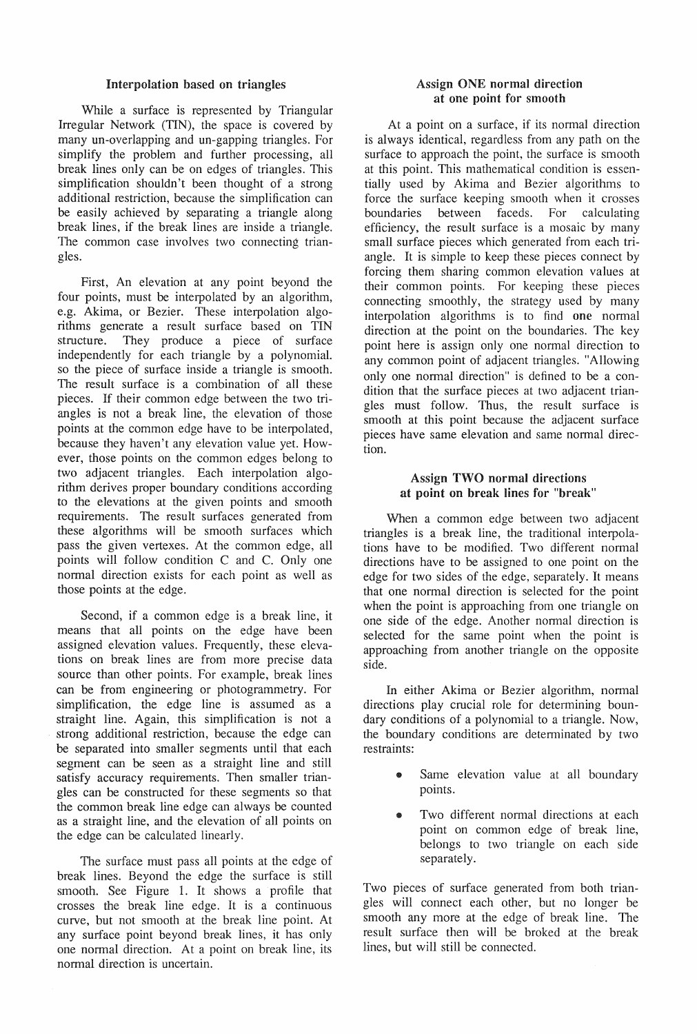### Interpolation based on triangles

While a surface is represented by Triangular Irregular Network (TIN), the space is covered by many un-overlapping and un-gapping triangles. For simplify the problem and further processing, all break lines only can be on edges of triangles. This simplification shouldn't been thought of a strong additional restriction, because the simplification can be easily achieved by separating a triangle along break lines, if the break lines are inside a triangle. The common case involves two connecting triangles.

First, An elevation at any point beyond the four points, must be interpolated by an algorithm, e.g. Akima, or Bezier. These interpolation algorithms generate a result surface based on TIN structure. They produce a piece of surface independently for each triangle by a polynomial. so the piece of surface inside a triangle is smooth. The result surface is a combination of all these pieces. If their common edge between the two triangles is not a break line, the elevation of those points at the common edge have to be interpolated, because they haven't any elevation value yet. However, those points on the common edges belong to two adjacent triangles. Each interpolation algorithm derives proper boundary conditions according to the elevations at the given points and smooth requirements. The result surfaces generated from these algorithms will be smooth surfaces which pass the given vertexes. At the common edge, all points will follow condition C and C. Only one normal direction exists for each point as well as those points at the edge.

Second, if a common edge is a break line, it means that all points on the edge have been assigned elevation values. Frequently, these elevations on break lines are from more precise data source than other points. For example, break lines can be from engineering or photogrammetry. For simplification, the edge line is assumed as a straight line. Again, this simplification is not a strong additional restriction, because the edge can be separated into smaller segments until that each segment can be seen as a straight line and still satisfy accuracy requirements. Then smaller triangles can be constructed for these segments so that the common break line edge can always be counted as a straight line, and the elevation of all points on the edge can be calculated linearly.

The surface must pass all points at the edge of break lines. Beyond the edge the surface is still smooth. See Figure 1. It shows a profile that crosses the break line edge. It is a continuous curve, but not smooth at the break line point. At any surface point beyond break lines, it has only one normal direction. At a point on break line, its normal direction is uncertain.

### Assign ONE normal direction at one point for smooth

At a point on a surface, if its normal direction is always identical, regardless from any path on the surface to approach the point, the surface is smooth at this point. This mathematical condition is essentially used by Akima and Bezier algorithms to force the surface keeping smooth when it crosses boundaries between faceds. For calculating efficiency, the result surface is a mosaic by many small surface pieces which generated from each triangle. It is simple to keep these pieces connect by forcing them sharing common elevation values at their common points. For keeping these pieces connecting smoothly, the strategy used by many interpolation algorithms is to find **one** normal direction at the point on the boundaries. The key point here is assign only one normal direction to any common point of adjacent triangles. "Allowing only one normal direction" is defined to be a condition that the surface pieces at two adjacent triangles must follow. Thus, the result surface is smooth at this point because the adjacent surface pieces have same elevation and same normal direction.

### Assign TWO normal directions at point on break lines for "break"

When a common edge between two adjacent triangles is a break line, the traditional interpolations have to be modified. Two different normal directions have to be assigned to one point on the edge for two sides of the edge, separately. It means that one normal direction is selected for the point when the point is approaching from one triangle on one side of the edge. Another normal direction is selected for the same point when the point is approaching from another triangle on the opposite side.

In either Akima or Bezier algorithm, normal directions play crucial role for determining boundary conditions of a polynomial to a triangle. Now, the boundary conditions are determinated by two restraints:

- Same elevation value at all boundary points.
- Two different normal directions at each point on common edge of break line, belongs to two triangle on each side separately.

Two pieces of surface generated from both triangles will connect each other, but no longer be smooth any more at the edge of break line. The result surface then will be broked at the break lines, but will still be connected.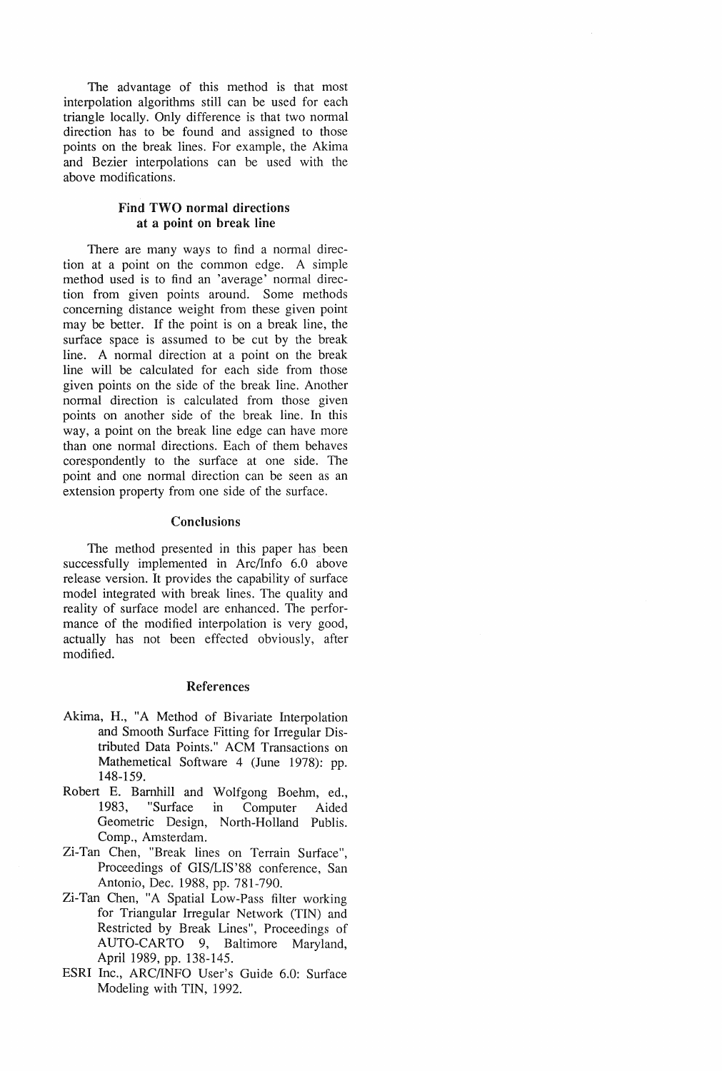The advantage of this method is that most interpolation algorithms still can be used for each triangle locally. Only difference is that two normal direction has to be found and assigned to those points on the break lines. For example, the Akima and Bezier interpolations can be used with the above modifications.

## Find TWO normal directions at a point on break line

There are many ways to find a normal direction at a point on the common edge. A simple method used is to find an 'average' normal direction from given points around. Some methods concerning distance weight from these given point may be better. If the point is on a break line, the surface space is assumed to be cut by the break line. A normal direction at a point on the break line will be calculated for each side from those given points on the side of the break line. Another normal direction is calculated from those given points on another side of the break line. In this way, a point on the break line edge can have more than one normal directions. Each of them behaves corespondently to the surface at one side. The point and one normal direction can be seen as an extension property from one side of the surface.

## Conclusions

The method presented in this paper has been successfully implemented in Arc/Info 6.0 above release version. It provides the capability of surface model integrated with break lines. The quality and reality of surface model are enhanced. The performance of the modified interpolation is very good, actually has not been effected obviously, after modified.

## References

Akima, H., "A Method of Bivariate Interpolation and Smooth Surface Fitting for Irregular Distributed Data Points." ACM Transactions on Mathemetical Software 4 (June 1978): pp. 148-159.

Robert E. Barnhill and Wolfgong Boehm, ed., 1983, "Surface in Computer Aided Geometric Design, North-Holland Publis. Comp., Amsterdam.

Zi-Tan Chen, "Break lines on Terrain Surface", Proceedings of GIS/LIS'88 conference, San Antonio, Dec. 1988, pp. 781-790.

Zi-Tan Chen, "A Spatial Low-Pass filter working for Triangular Irregular Network (TIN) and Restricted by Break Lines", Proceedings of AUTO-CARTO 9, Baltimore Maryland, April 1989, pp. 138-145.

ESRI Inc., ARC/INFO User's Guide 6.0: Surface Modeling with TIN, 1992.